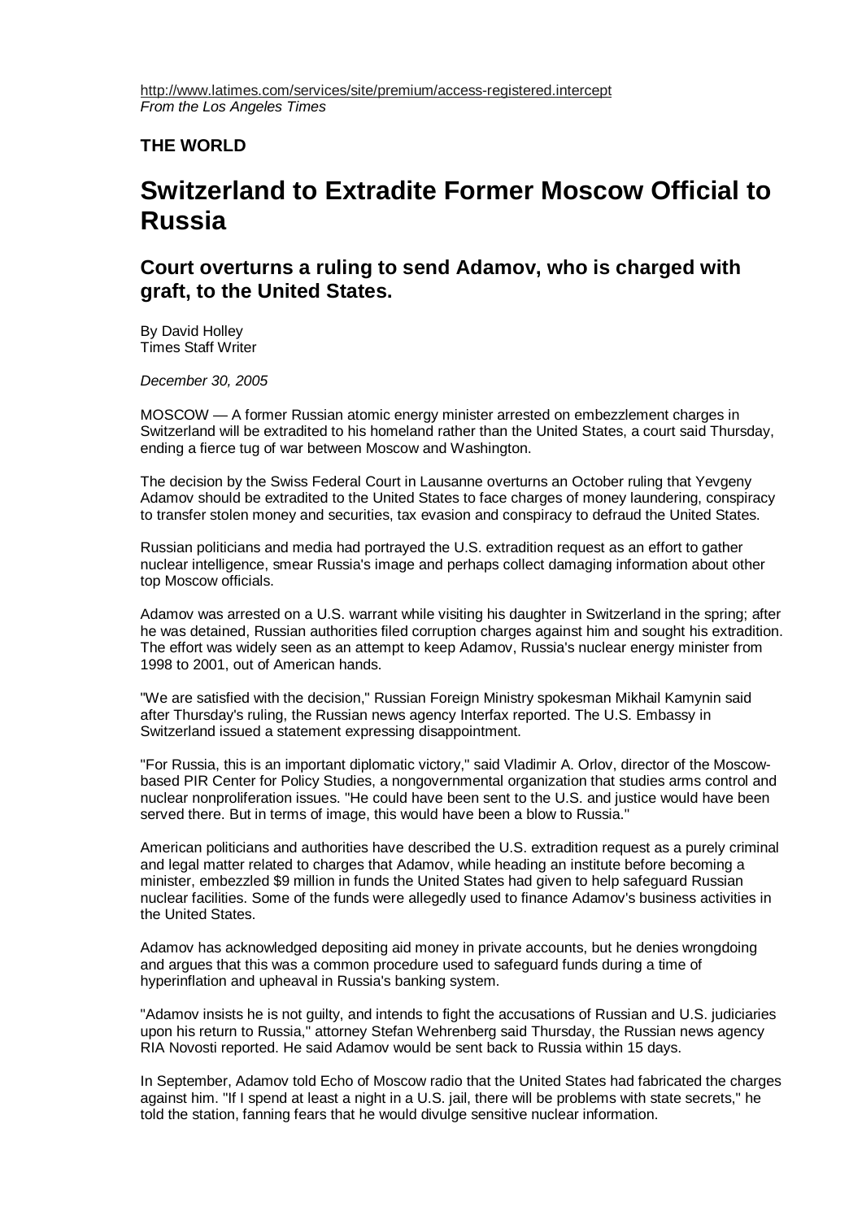http://www.latimes.com/services/site/premium/access-registered.intercept
*From the Los Angeles Times*

**THE WORLD**

# Switzerland to Extradite Former Moscow Official to Russia

## Court overturns a ruling to send Adamov, who is charged with graft, to the United States.

By David Holley
Times Staff Writer

*December 30, 2005*

MOSCOW — A former Russian atomic energy minister arrested on embezzlement charges in Switzerland will be extradited to his homeland rather than the United States, a court said Thursday, ending a fierce tug of war between Moscow and Washington.

The decision by the Swiss Federal Court in Lausanne overturns an October ruling that Yevgeny Adamov should be extradited to the United States to face charges of money laundering, conspiracy to transfer stolen money and securities, tax evasion and conspiracy to defraud the United States.

Russian politicians and media had portrayed the U.S. extradition request as an effort to gather nuclear intelligence, smear Russia's image and perhaps collect damaging information about other top Moscow officials.

Adamov was arrested on a U.S. warrant while visiting his daughter in Switzerland in the spring; after he was detained, Russian authorities filed corruption charges against him and sought his extradition. The effort was widely seen as an attempt to keep Adamov, Russia's nuclear energy minister from 1998 to 2001, out of American hands.

"We are satisfied with the decision," Russian Foreign Ministry spokesman Mikhail Kamynin said after Thursday's ruling, the Russian news agency Interfax reported. The U.S. Embassy in Switzerland issued a statement expressing disappointment.

"For Russia, this is an important diplomatic victory," said Vladimir A. Orlov, director of the Moscow-based PIR Center for Policy Studies, a nongovernmental organization that studies arms control and nuclear nonproliferation issues. "He could have been sent to the U.S. and justice would have been served there. But in terms of image, this would have been a blow to Russia."

American politicians and authorities have described the U.S. extradition request as a purely criminal and legal matter related to charges that Adamov, while heading an institute before becoming a minister, embezzled $9 million in funds the United States had given to help safeguard Russian nuclear facilities. Some of the funds were allegedly used to finance Adamov's business activities in the United States.

Adamov has acknowledged depositing aid money in private accounts, but he denies wrongdoing and argues that this was a common procedure used to safeguard funds during a time of hyperinflation and upheaval in Russia's banking system.

"Adamov insists he is not guilty, and intends to fight the accusations of Russian and U.S. judiciaries upon his return to Russia," attorney Stefan Wehrenberg said Thursday, the Russian news agency RIA Novosti reported. He said Adamov would be sent back to Russia within 15 days.

In September, Adamov told Echo of Moscow radio that the United States had fabricated the charges against him. "If I spend at least a night in a U.S. jail, there will be problems with state secrets," he told the station, fanning fears that he would divulge sensitive nuclear information.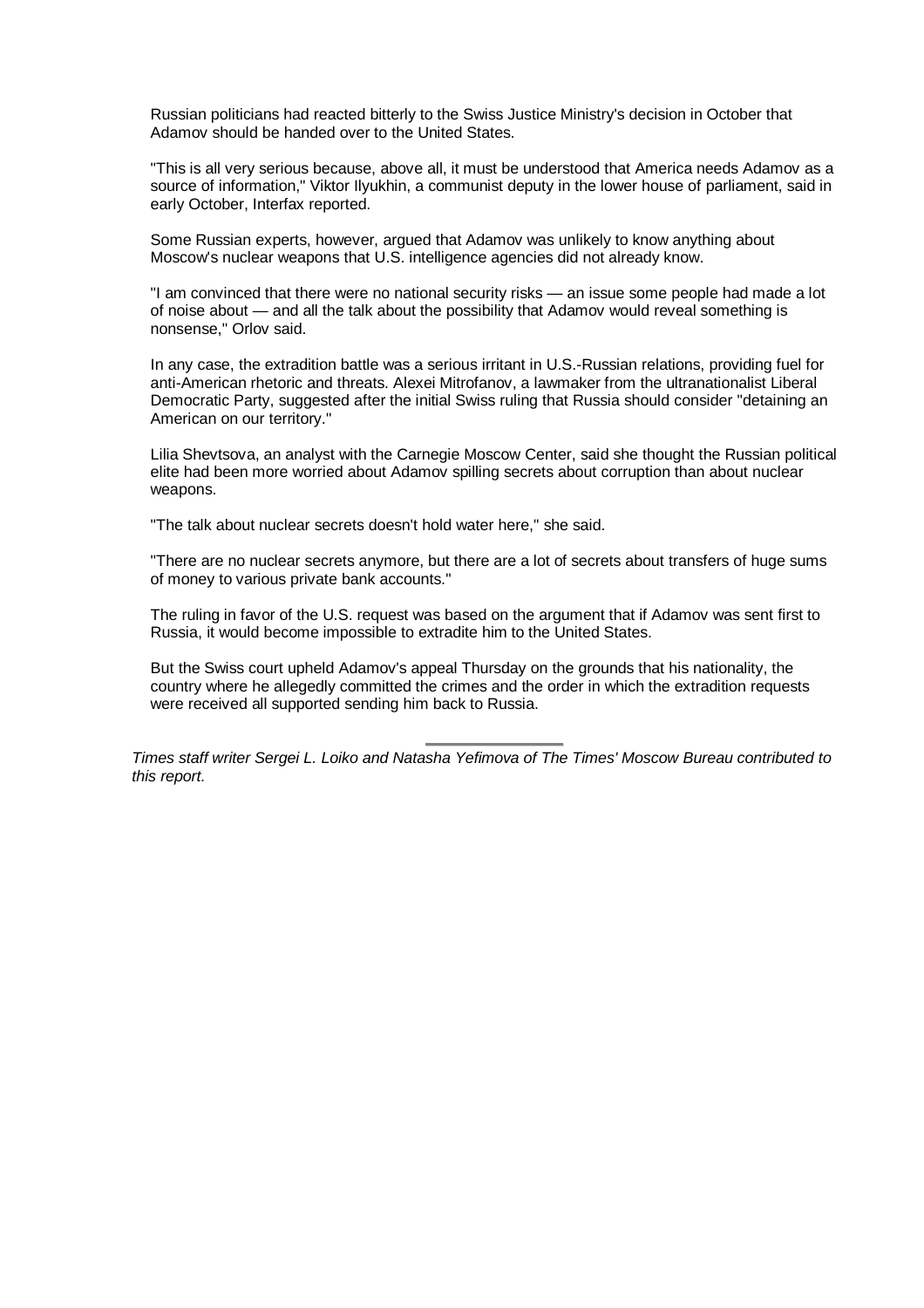Russian politicians had reacted bitterly to the Swiss Justice Ministry's decision in October that Adamov should be handed over to the United States.

"This is all very serious because, above all, it must be understood that America needs Adamov as a source of information," Viktor Ilyukhin, a communist deputy in the lower house of parliament, said in early October, Interfax reported.

Some Russian experts, however, argued that Adamov was unlikely to know anything about Moscow's nuclear weapons that U.S. intelligence agencies did not already know.

"I am convinced that there were no national security risks — an issue some people had made a lot of noise about — and all the talk about the possibility that Adamov would reveal something is nonsense," Orlov said.

In any case, the extradition battle was a serious irritant in U.S.-Russian relations, providing fuel for anti-American rhetoric and threats. Alexei Mitrofanov, a lawmaker from the ultranationalist Liberal Democratic Party, suggested after the initial Swiss ruling that Russia should consider "detaining an American on our territory."

Lilia Shevtsova, an analyst with the Carnegie Moscow Center, said she thought the Russian political elite had been more worried about Adamov spilling secrets about corruption than about nuclear weapons.

"The talk about nuclear secrets doesn't hold water here," she said.

"There are no nuclear secrets anymore, but there are a lot of secrets about transfers of huge sums of money to various private bank accounts."

The ruling in favor of the U.S. request was based on the argument that if Adamov was sent first to Russia, it would become impossible to extradite him to the United States.

But the Swiss court upheld Adamov's appeal Thursday on the grounds that his nationality, the country where he allegedly committed the crimes and the order in which the extradition requests were received all supported sending him back to Russia.

---

*Times staff writer Sergei L. Loiko and Natasha Yefimova of The Times' Moscow Bureau contributed to this report.*